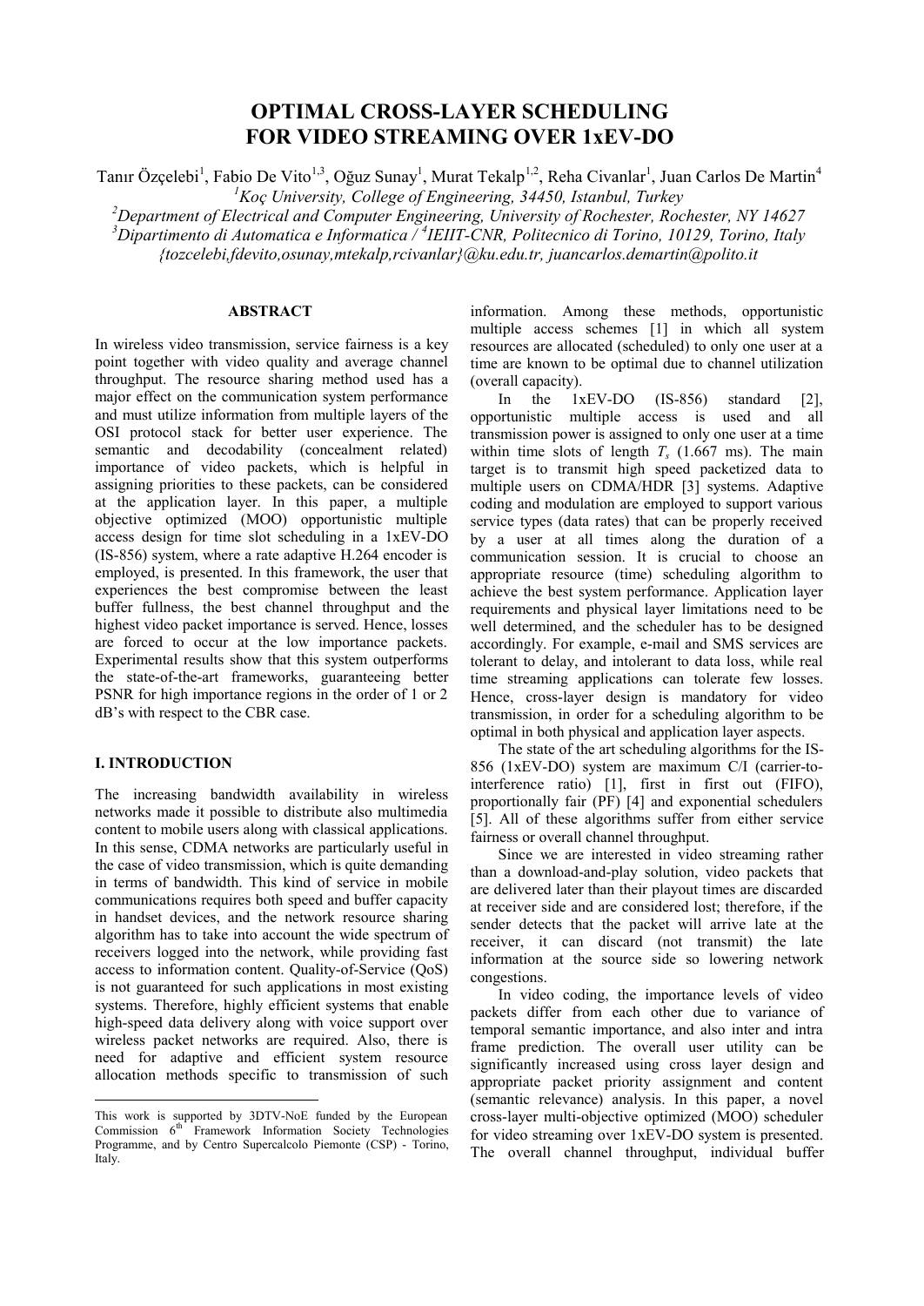# OPTIMAL CROSS-LAYER SCHEDULING FOR VIDEO STREAMING OVER 1xEV-DO

Tanır Özçelebi[1], Fabio De Vito[1,3], Oğuz Sunay[1], Murat Tekalp[1,2], Reha Civanlar[1], Juan Carlos De Martin[4]

[1]*Koç University, College of Engineering, 34450, Istanbul, Turkey*

[2]*Department of Electrical and Computer Engineering, University of Rochester, Rochester, NY 14627*

[3]*Dipartimento di Automatica e Informatica /* [4]*IEIIT-CNR, Politecnico di Torino, 10129, Torino, Italy*

*{tozcelebi,fdevito,osunay,mtekalp,rcivanlar}@ku.edu.tr, juancarlos.demartin@polito.it*

## ABSTRACT

In wireless video transmission, service fairness is a key point together with video quality and average channel throughput. The resource sharing method used has a major effect on the communication system performance and must utilize information from multiple layers of the OSI protocol stack for better user experience. The semantic and decodability (concealment related) importance of video packets, which is helpful in assigning priorities to these packets, can be considered at the application layer. In this paper, a multiple objective optimized (MOO) opportunistic multiple access design for time slot scheduling in a 1xEV-DO (IS-856) system, where a rate adaptive H.264 encoder is employed, is presented. In this framework, the user that experiences the best compromise between the least buffer fullness, the best channel throughput and the highest video packet importance is served. Hence, losses are forced to occur at the low importance packets. Experimental results show that this system outperforms the state-of-the-art frameworks, guaranteeing better PSNR for high importance regions in the order of 1 or 2 dB's with respect to the CBR case.

## I. INTRODUCTION

The increasing bandwidth availability in wireless networks made it possible to distribute also multimedia content to mobile users along with classical applications. In this sense, CDMA networks are particularly useful in the case of video transmission, which is quite demanding in terms of bandwidth. This kind of service in mobile communications requires both speed and buffer capacity in handset devices, and the network resource sharing algorithm has to take into account the wide spectrum of receivers logged into the network, while providing fast access to information content. Quality-of-Service (QoS) is not guaranteed for such applications in most existing systems. Therefore, highly efficient systems that enable high-speed data delivery along with voice support over wireless packet networks are required. Also, there is need for adaptive and efficient system resource allocation methods specific to transmission of such information. Among these methods, opportunistic multiple access schemes [1] in which all system resources are allocated (scheduled) to only one user at a time are known to be optimal due to channel utilization (overall capacity).

In the 1xEV-DO (IS-856) standard [2], opportunistic multiple access is used and all transmission power is assigned to only one user at a time within time slots of length $T_s$ (1.667 ms). The main target is to transmit high speed packetized data to multiple users on CDMA/HDR [3] systems. Adaptive coding and modulation are employed to support various service types (data rates) that can be properly received by a user at all times along the duration of a communication session. It is crucial to choose an appropriate resource (time) scheduling algorithm to achieve the best system performance. Application layer requirements and physical layer limitations need to be well determined, and the scheduler has to be designed accordingly. For example, e-mail and SMS services are tolerant to delay, and intolerant to data loss, while real time streaming applications can tolerate few losses. Hence, cross-layer design is mandatory for video transmission, in order for a scheduling algorithm to be optimal in both physical and application layer aspects.

The state of the art scheduling algorithms for the IS-856 (1xEV-DO) system are maximum C/I (carrier-to-interference ratio) [1], first in first out (FIFO), proportionally fair (PF) [4] and exponential schedulers [5]. All of these algorithms suffer from either service fairness or overall channel throughput.

Since we are interested in video streaming rather than a download-and-play solution, video packets that are delivered later than their playout times are discarded at receiver side and are considered lost; therefore, if the sender detects that the packet will arrive late at the receiver, it can discard (not transmit) the late information at the source side so lowering network congestions.

In video coding, the importance levels of video packets differ from each other due to variance of temporal semantic importance, and also inter and intra frame prediction. The overall user utility can be significantly increased using cross layer design and appropriate packet priority assignment and content (semantic relevance) analysis. In this paper, a novel cross-layer multi-objective optimized (MOO) scheduler for video streaming over 1xEV-DO system is presented. The overall channel throughput, individual buffer

This work is supported by 3DTV-NoE funded by the European Commission 6th Framework Information Society Technologies Programme, and by Centro Supercalcolo Piemonte (CSP) - Torino, Italy.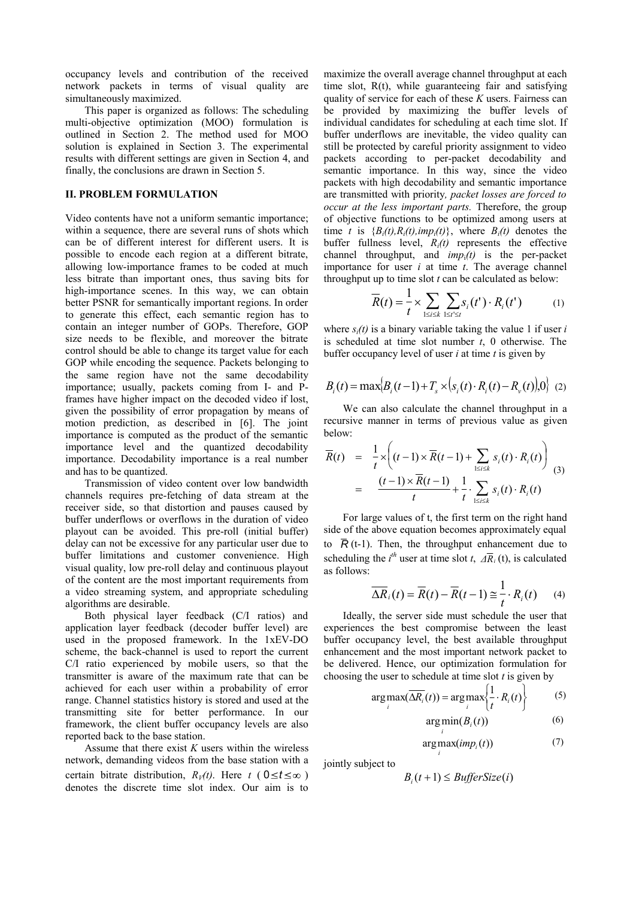occupancy levels and contribution of the received network packets in terms of visual quality are simultaneously maximized.

This paper is organized as follows: The scheduling multi-objective optimization (MOO) formulation is outlined in Section 2. The method used for MOO solution is explained in Section 3. The experimental results with different settings are given in Section 4, and finally, the conclusions are drawn in Section 5.

## II. PROBLEM FORMULATION

Video contents have not a uniform semantic importance; within a sequence, there are several runs of shots which can be of different interest for different users. It is possible to encode each region at a different bitrate, allowing low-importance frames to be coded at much less bitrate than important ones, thus saving bits for high-importance scenes. In this way, we can obtain better PSNR for semantically important regions. In order to generate this effect, each semantic region has to contain an integer number of GOPs. Therefore, GOP size needs to be flexible, and moreover the bitrate control should be able to change its target value for each GOP while encoding the sequence. Packets belonging to the same region have not the same decodability importance; usually, packets coming from I- and P-frames have higher impact on the decoded video if lost, given the possibility of error propagation by means of motion prediction, as described in [6]. The joint importance is computed as the product of the semantic importance level and the quantized decodability importance. Decodability importance is a real number and has to be quantized.

Transmission of video content over low bandwidth channels requires pre-fetching of data stream at the receiver side, so that distortion and pauses caused by buffer underflows or overflows in the duration of video playout can be avoided. This pre-roll (initial buffer) delay can not be excessive for any particular user due to buffer limitations and customer convenience. High visual quality, low pre-roll delay and continuous playout of the content are the most important requirements from a video streaming system, and appropriate scheduling algorithms are desirable.

Both physical layer feedback (C/I ratios) and application layer feedback (decoder buffer level) are used in the proposed framework. In the 1xEV-DO scheme, the back-channel is used to report the current C/I ratio experienced by mobile users, so that the transmitter is aware of the maximum rate that can be achieved for each user within a probability of error range. Channel statistics history is stored and used at the transmitting site for better performance. In our framework, the client buffer occupancy levels are also reported back to the base station.

Assume that there exist $K$ users within the wireless network, demanding videos from the base station with a certain bitrate distribution, $R_V(t)$. Here $t$ ( $0 \le t \le \infty$ ) denotes the discrete time slot index. Our aim is to maximize the overall average channel throughput at each time slot, R(t), while guaranteeing fair and satisfying quality of service for each of these $K$ users. Fairness can be provided by maximizing the buffer levels of individual candidates for scheduling at each time slot. If buffer underflows are inevitable, the video quality can still be protected by careful priority assignment to video packets according to per-packet decodability and semantic importance. In this way, since the video packets with high decodability and semantic importance are transmitted with priority, *packet losses are forced to occur at the less important parts.* Therefore, the group of objective functions to be optimized among users at time $t$ is $\{B_i(t), R_i(t), imp_i(t)\}$, where $B_i(t)$ denotes the buffer fullness level, $R_i(t)$ represents the effective channel throughput, and $imp_i(t)$ is the per-packet importance for user $i$ at time $t$. The average channel throughput up to time slot $t$ can be calculated as below:

$$\overline{R}(t) = \frac{1}{t} \times \sum_{1 \le i \le k} \sum_{1 \le t' \le t} s_i(t') \cdot R_i(t') \qquad (1)$$

where $s_i(t)$ is a binary variable taking the value 1 if user $i$ is scheduled at time slot number $t$, 0 otherwise. The buffer occupancy level of user $i$ at time $t$ is given by

$$B_i(t) = \max\{B_i(t-1) + T_s \times (s_i(t) \cdot R_i(t) - R_v(t)), 0\} \quad (2)$$

We can also calculate the channel throughput in a recursive manner in terms of previous value as given below:

$$\begin{aligned} \overline{R}(t) &= \frac{1}{t} \times \left( (t-1) \times \overline{R}(t-1) + \sum_{1 \le i \le k} s_i(t) \cdot R_i(t) \right) \\ &= \frac{(t-1) \times \overline{R}(t-1)}{t} + \frac{1}{t} \cdot \sum_{1 \le i \le k} s_i(t) \cdot R_i(t) \end{aligned} \qquad (3)$$

For large values of t, the first term on the right hand side of the above equation becomes approximately equal to $\overline{R}$(t-1). Then, the throughput enhancement due to scheduling the $i^{th}$ user at time slot $t$, $\overline{\Delta R_i}$ (t), is calculated as follows:

$$\overline{\Delta R_i}(t) = \overline{R}(t) - \overline{R}(t-1) \cong \frac{1}{t} \cdot R_i(t) \qquad (4)$$

Ideally, the server side must schedule the user that experiences the best compromise between the least buffer occupancy level, the best available throughput enhancement and the most important network packet to be delivered. Hence, our optimization formulation for choosing the user to schedule at time slot $t$ is given by

$$\arg\max_i(\overline{\Delta R_i}(t)) = \arg\max_i\left\{\frac{1}{t} \cdot R_i(t)\right\} \qquad (5)$$

$$\arg\min_i(B_i(t)) \qquad (6)$$

$$\arg\max_i(imp_i(t)) \qquad (7)$$

jointly subject to

$$B_i(t+1) \le BufferSize(i)$$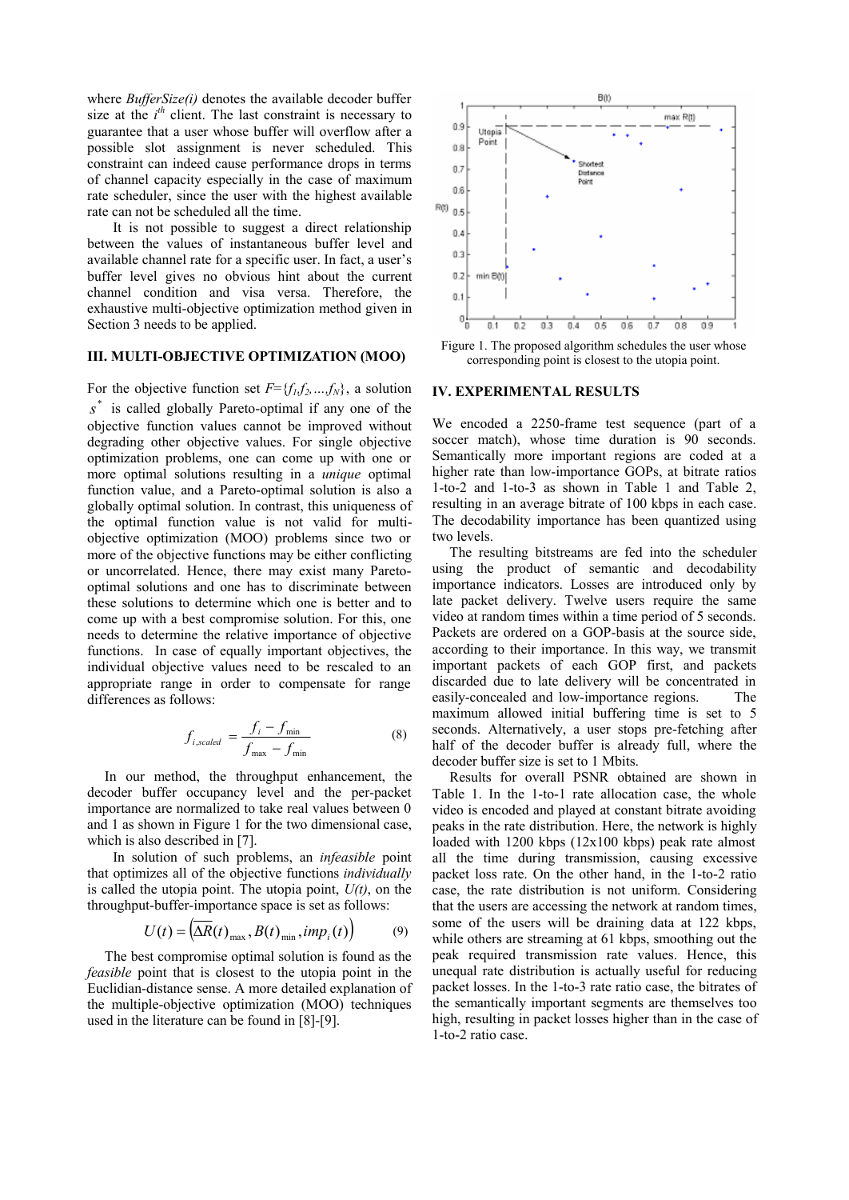where *BufferSize(i)* denotes the available decoder buffer size at the $i^{th}$ client. The last constraint is necessary to guarantee that a user whose buffer will overflow after a possible slot assignment is never scheduled. This constraint can indeed cause performance drops in terms of channel capacity especially in the case of maximum rate scheduler, since the user with the highest available rate can not be scheduled all the time.

It is not possible to suggest a direct relationship between the values of instantaneous buffer level and available channel rate for a specific user. In fact, a user's buffer level gives no obvious hint about the current channel condition and visa versa. Therefore, the exhaustive multi-objective optimization method given in Section 3 needs to be applied.

## III. MULTI-OBJECTIVE OPTIMIZATION (MOO)

For the objective function set $F=\{f_1,f_2,\ldots,f_N\}$, a solution $s^*$ is called globally Pareto-optimal if any one of the objective function values cannot be improved without degrading other objective values. For single objective optimization problems, one can come up with one or more optimal solutions resulting in a *unique* optimal function value, and a Pareto-optimal solution is also a globally optimal solution. In contrast, this uniqueness of the optimal function value is not valid for multi-objective optimization (MOO) problems since two or more of the objective functions may be either conflicting or uncorrelated. Hence, there may exist many Pareto-optimal solutions and one has to discriminate between these solutions to determine which one is better and to come up with a best compromise solution. For this, one needs to determine the relative importance of objective functions. In case of equally important objectives, the individual objective values need to be rescaled to an appropriate range in order to compensate for range differences as follows:

$$f_{i,scaled} = \frac{f_i - f_{\min}}{f_{\max} - f_{\min}} \tag{8}$$

In our method, the throughput enhancement, the decoder buffer occupancy level and the per-packet importance are normalized to take real values between 0 and 1 as shown in Figure 1 for the two dimensional case, which is also described in [7].

In solution of such problems, an *infeasible* point that optimizes all of the objective functions *individually* is called the utopia point. The utopia point, $U(t)$, on the throughput-buffer-importance space is set as follows:

$$U(t) = \left( \Delta R(t)_{\max}, B(t)_{\min}, imp_i(t) \right) \tag{9}$$

The best compromise optimal solution is found as the *feasible* point that is closest to the utopia point in the Euclidian-distance sense. A more detailed explanation of the multiple-objective optimization (MOO) techniques used in the literature can be found in [8]-[9].

Figure 1. The proposed algorithm schedules the user whose corresponding point is closest to the utopia point.

## IV. EXPERIMENTAL RESULTS

We encoded a 2250-frame test sequence (part of a soccer match), whose time duration is 90 seconds. Semantically more important regions are coded at a higher rate than low-importance GOPs, at bitrate ratios 1-to-2 and 1-to-3 as shown in Table 1 and Table 2, resulting in an average bitrate of 100 kbps in each case. The decodability importance has been quantized using two levels.

The resulting bitstreams are fed into the scheduler using the product of semantic and decodability importance indicators. Losses are introduced only by late packet delivery. Twelve users require the same video at random times within a time period of 5 seconds. Packets are ordered on a GOP-basis at the source side, according to their importance. In this way, we transmit important packets of each GOP first, and packets discarded due to late delivery will be concentrated in easily-concealed and low-importance regions. The maximum allowed initial buffering time is set to 5 seconds. Alternatively, a user stops pre-fetching after half of the decoder buffer is already full, where the decoder buffer size is set to 1 Mbits.

Results for overall PSNR obtained are shown in Table 1. In the 1-to-1 rate allocation case, the whole video is encoded and played at constant bitrate avoiding peaks in the rate distribution. Here, the network is highly loaded with 1200 kbps (12x100 kbps) peak rate almost all the time during transmission, causing excessive packet loss rate. On the other hand, in the 1-to-2 ratio case, the rate distribution is not uniform. Considering that the users are accessing the network at random times, some of the users will be draining data at 122 kbps, while others are streaming at 61 kbps, smoothing out the peak required transmission rate values. Hence, this unequal rate distribution is actually useful for reducing packet losses. In the 1-to-3 rate ratio case, the bitrates of the semantically important segments are themselves too high, resulting in packet losses higher than in the case of 1-to-2 ratio case.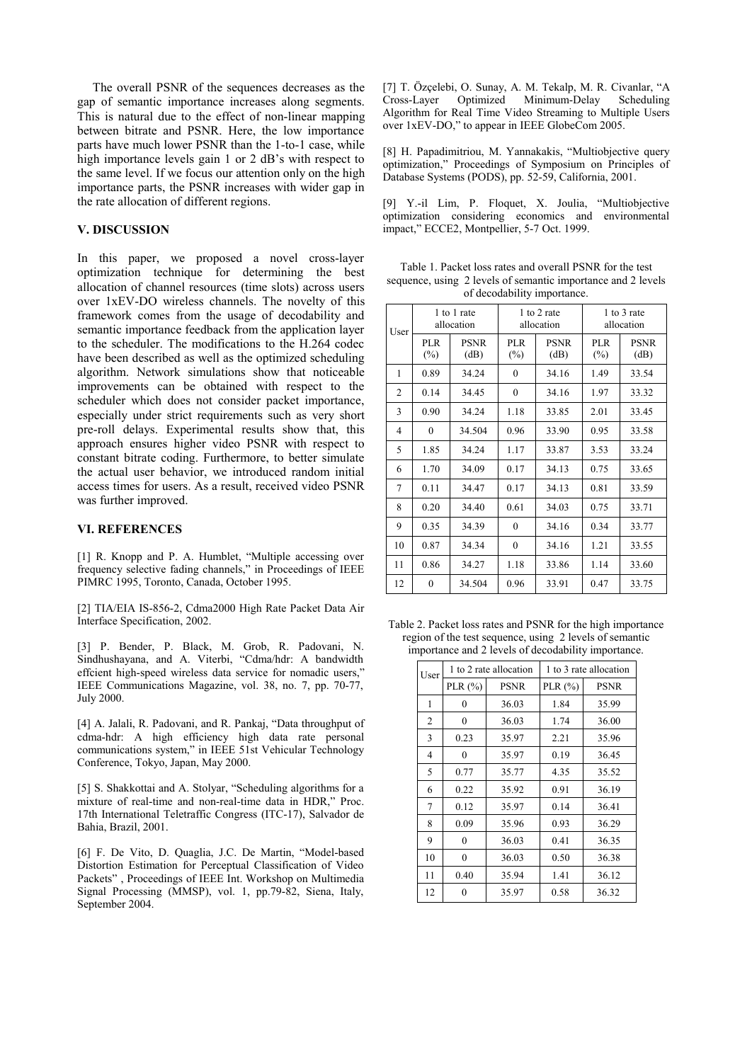The overall PSNR of the sequences decreases as the gap of semantic importance increases along segments. This is natural due to the effect of non-linear mapping between bitrate and PSNR. Here, the low importance parts have much lower PSNR than the 1-to-1 case, while high importance levels gain 1 or 2 dB's with respect to the same level. If we focus our attention only on the high importance parts, the PSNR increases with wider gap in the rate allocation of different regions.

## V. DISCUSSION

In this paper, we proposed a novel cross-layer optimization technique for determining the best allocation of channel resources (time slots) across users over 1xEV-DO wireless channels. The novelty of this framework comes from the usage of decodability and semantic importance feedback from the application layer to the scheduler. The modifications to the H.264 codec have been described as well as the optimized scheduling algorithm. Network simulations show that noticeable improvements can be obtained with respect to the scheduler which does not consider packet importance, especially under strict requirements such as very short pre-roll delays. Experimental results show that, this approach ensures higher video PSNR with respect to constant bitrate coding. Furthermore, to better simulate the actual user behavior, we introduced random initial access times for users. As a result, received video PSNR was further improved.

## VI. REFERENCES

[1] R. Knopp and P. A. Humblet, "Multiple accessing over frequency selective fading channels," in Proceedings of IEEE PIMRC 1995, Toronto, Canada, October 1995.

[2] TIA/EIA IS-856-2, Cdma2000 High Rate Packet Data Air Interface Specification, 2002.

[3] P. Bender, P. Black, M. Grob, R. Padovani, N. Sindhushayana, and A. Viterbi, "Cdma/hdr: A bandwidth effcient high-speed wireless data service for nomadic users," IEEE Communications Magazine, vol. 38, no. 7, pp. 70-77, July 2000.

[4] A. Jalali, R. Padovani, and R. Pankaj, "Data throughput of cdma-hdr: A high efficiency high data rate personal communications system," in IEEE 51st Vehicular Technology Conference, Tokyo, Japan, May 2000.

[5] S. Shakkottai and A. Stolyar, "Scheduling algorithms for a mixture of real-time and non-real-time data in HDR," Proc. 17th International Teletraffic Congress (ITC-17), Salvador de Bahia, Brazil, 2001.

[6] F. De Vito, D. Quaglia, J.C. De Martin, "Model-based Distortion Estimation for Perceptual Classification of Video Packets" , Proceedings of IEEE Int. Workshop on Multimedia Signal Processing (MMSP), vol. 1, pp.79-82, Siena, Italy, September 2004.

[7] T. Özçelebi, O. Sunay, A. M. Tekalp, M. R. Civanlar, "A Cross-Layer Optimized Minimum-Delay Scheduling Algorithm for Real Time Video Streaming to Multiple Users over 1xEV-DO," to appear in IEEE GlobeCom 2005.

[8] H. Papadimitriou, M. Yannakakis, "Multiobjective query optimization," Proceedings of Symposium on Principles of Database Systems (PODS), pp. 52-59, California, 2001.

[9] Y.-il Lim, P. Floquet, X. Joulia, "Multiobjective optimization considering economics and environmental impact," ECCE2, Montpellier, 5-7 Oct. 1999.

Table 1. Packet loss rates and overall PSNR for the test sequence, using 2 levels of semantic importance and 2 levels of decodability importance.

| User | 1 to 1 rate allocation | | 1 to 2 rate allocation | | 1 to 3 rate allocation | |
|---|---|---|---|---|---|---|
| | PLR (%) | PSNR (dB) | PLR (%) | PSNR (dB) | PLR (%) | PSNR (dB) |
| 1 | 0.89 | 34.24 | 0 | 34.16 | 1.49 | 33.54 |
| 2 | 0.14 | 34.45 | 0 | 34.16 | 1.97 | 33.32 |
| 3 | 0.90 | 34.24 | 1.18 | 33.85 | 2.01 | 33.45 |
| 4 | 0 | 34.504 | 0.96 | 33.90 | 0.95 | 33.58 |
| 5 | 1.85 | 34.24 | 1.17 | 33.87 | 3.53 | 33.24 |
| 6 | 1.70 | 34.09 | 0.17 | 34.13 | 0.75 | 33.65 |
| 7 | 0.11 | 34.47 | 0.17 | 34.13 | 0.81 | 33.59 |
| 8 | 0.20 | 34.40 | 0.61 | 34.03 | 0.75 | 33.71 |
| 9 | 0.35 | 34.39 | 0 | 34.16 | 0.34 | 33.77 |
| 10 | 0.87 | 34.34 | 0 | 34.16 | 1.21 | 33.55 |
| 11 | 0.86 | 34.27 | 1.18 | 33.86 | 1.14 | 33.60 |
| 12 | 0 | 34.504 | 0.96 | 33.91 | 0.47 | 33.75 |

Table 2. Packet loss rates and PSNR for the high importance region of the test sequence, using 2 levels of semantic importance and 2 levels of decodability importance.

| User | 1 to 2 rate allocation | | 1 to 3 rate allocation | |
|---|---|---|---|---|
| | PLR (%) | PSNR | PLR (%) | PSNR |
| 1 | 0 | 36.03 | 1.84 | 35.99 |
| 2 | 0 | 36.03 | 1.74 | 36.00 |
| 3 | 0.23 | 35.97 | 2.21 | 35.96 |
| 4 | 0 | 35.97 | 0.19 | 36.45 |
| 5 | 0.77 | 35.77 | 4.35 | 35.52 |
| 6 | 0.22 | 35.92 | 0.91 | 36.19 |
| 7 | 0.12 | 35.97 | 0.14 | 36.41 |
| 8 | 0.09 | 35.96 | 0.93 | 36.29 |
| 9 | 0 | 36.03 | 0.41 | 36.35 |
| 10 | 0 | 36.03 | 0.50 | 36.38 |
| 11 | 0.40 | 35.94 | 1.41 | 36.12 |
| 12 | 0 | 35.97 | 0.58 | 36.32 |